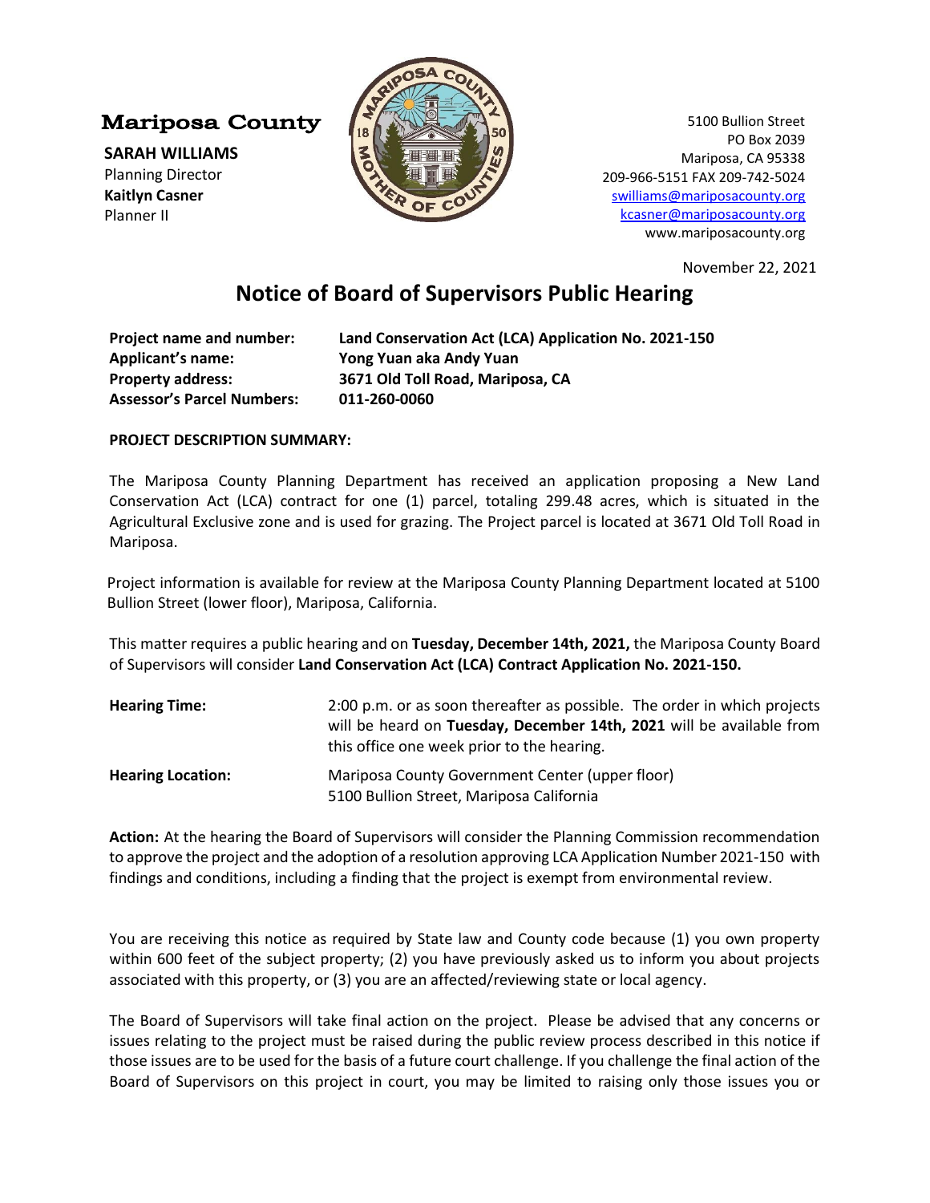Mariposa County

**SARAH WILLIAMS**
Planning Director
**Kaitlyn Casner**
Planner II

5100 Bullion Street
PO Box 2039
Mariposa, CA 95338
209-966-5151 FAX 209-742-5024
swilliams@mariposacounty.org
kcasner@mariposacounty.org
www.mariposacounty.org

November 22, 2021

# Notice of Board of Supervisors Public Hearing

**Project name and number:** **Land Conservation Act (LCA) Application No. 2021-150**
**Applicant's name:** **Yong Yuan aka Andy Yuan**
**Property address:** **3671 Old Toll Road, Mariposa, CA**
**Assessor's Parcel Numbers:** **011-260-0060**

**PROJECT DESCRIPTION SUMMARY:**

The Mariposa County Planning Department has received an application proposing a New Land Conservation Act (LCA) contract for one (1) parcel, totaling 299.48 acres, which is situated in the Agricultural Exclusive zone and is used for grazing. The Project parcel is located at 3671 Old Toll Road in Mariposa.

Project information is available for review at the Mariposa County Planning Department located at 5100 Bullion Street (lower floor), Mariposa, California.

This matter requires a public hearing and on **Tuesday, December 14th, 2021,** the Mariposa County Board of Supervisors will consider **Land Conservation Act (LCA) Contract Application No. 2021-150.**

**Hearing Time:** 2:00 p.m. or as soon thereafter as possible. The order in which projects will be heard on **Tuesday, December 14th, 2021** will be available from this office one week prior to the hearing.

**Hearing Location:** Mariposa County Government Center (upper floor)
5100 Bullion Street, Mariposa California

**Action:** At the hearing the Board of Supervisors will consider the Planning Commission recommendation to approve the project and the adoption of a resolution approving LCA Application Number 2021-150 with findings and conditions, including a finding that the project is exempt from environmental review.

You are receiving this notice as required by State law and County code because (1) you own property within 600 feet of the subject property; (2) you have previously asked us to inform you about projects associated with this property, or (3) you are an affected/reviewing state or local agency.

The Board of Supervisors will take final action on the project. Please be advised that any concerns or issues relating to the project must be raised during the public review process described in this notice if those issues are to be used for the basis of a future court challenge. If you challenge the final action of the Board of Supervisors on this project in court, you may be limited to raising only those issues you or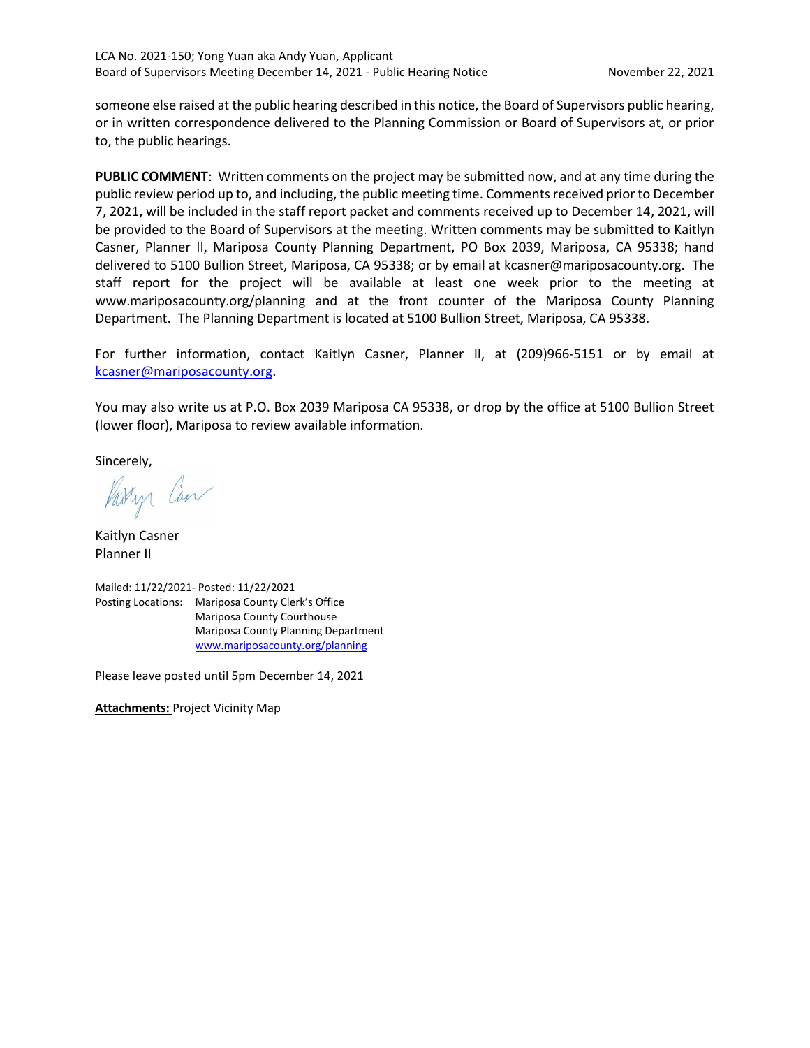someone else raised at the public hearing described in this notice, the Board of Supervisors public hearing, or in written correspondence delivered to the Planning Commission or Board of Supervisors at, or prior to, the public hearings.

**PUBLIC COMMENT**: Written comments on the project may be submitted now, and at any time during the public review period up to, and including, the public meeting time. Comments received prior to December 7, 2021, will be included in the staff report packet and comments received up to December 14, 2021, will be provided to the Board of Supervisors at the meeting. Written comments may be submitted to Kaitlyn Casner, Planner II, Mariposa County Planning Department, PO Box 2039, Mariposa, CA 95338; hand delivered to 5100 Bullion Street, Mariposa, CA 95338; or by email at kcasner@mariposacounty.org. The staff report for the project will be available at least one week prior to the meeting at www.mariposacounty.org/planning and at the front counter of the Mariposa County Planning Department. The Planning Department is located at 5100 Bullion Street, Mariposa, CA 95338.

For further information, contact Kaitlyn Casner, Planner II, at (209)966-5151 or by email at kcasner@mariposacounty.org.

You may also write us at P.O. Box 2039 Mariposa CA 95338, or drop by the office at 5100 Bullion Street (lower floor), Mariposa to review available information.

Sincerely,

Kaitlyn Casner
Planner II

Mailed: 11/22/2021- Posted: 11/22/2021
Posting Locations: Mariposa County Clerk's Office
Mariposa County Courthouse
Mariposa County Planning Department
www.mariposacounty.org/planning

Please leave posted until 5pm December 14, 2021

**Attachments:** Project Vicinity Map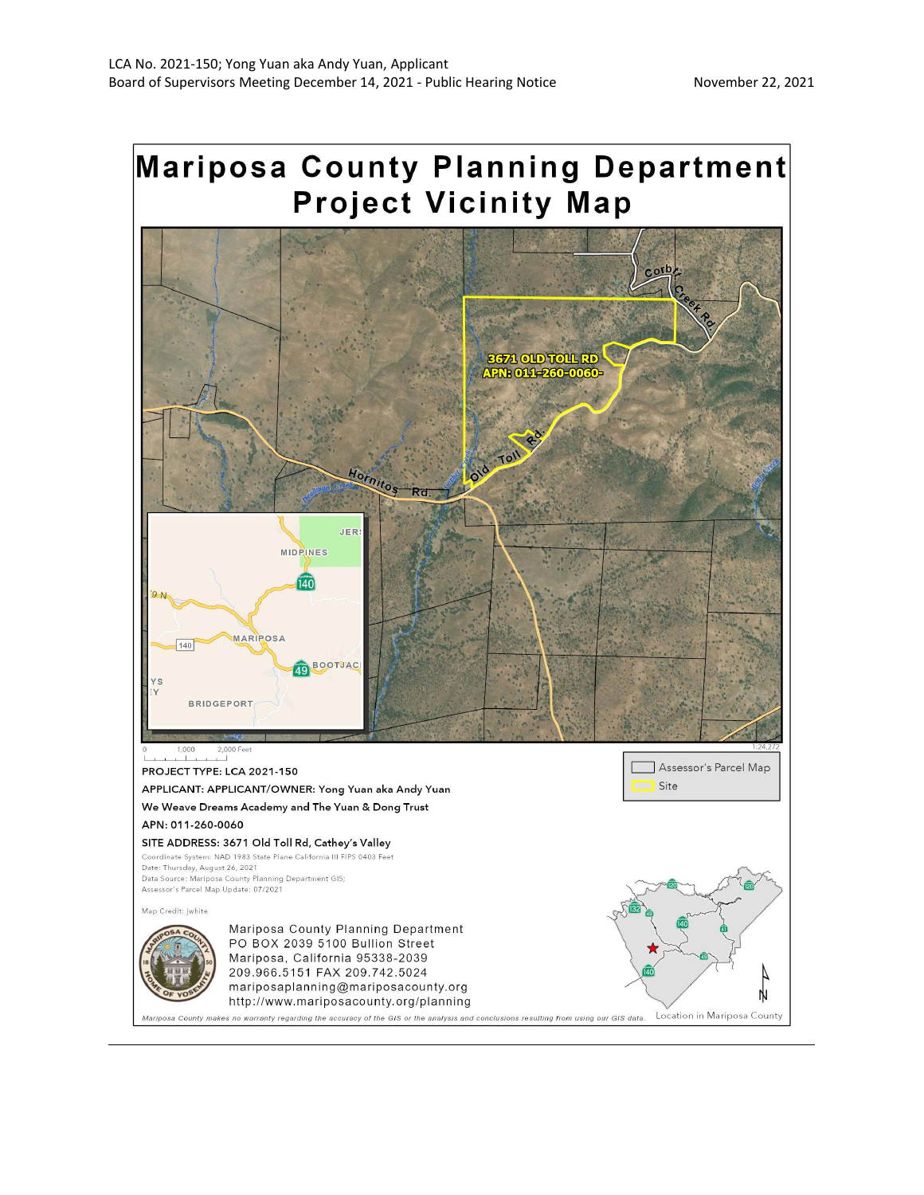# Mariposa County Planning Department
## Project Vicinity Map

3671 OLD TOLL RD
APN: 011-260-0060-

Corbett Creek Rd.

Hornitos Rd.

Old Toll Rd.

MIDPINES

MARIPOSA

BOOTJACK

BRIDGEPORT

0 1,000 2,000 Feet

1:24,272

Assessor's Parcel Map

Site

PROJECT TYPE: LCA 2021-150

APPLICANT: APPLICANT/OWNER: Yong Yuan aka Andy Yuan

We Weave Dreams Academy and The Yuan & Dong Trust

APN: 011-260-0060

SITE ADDRESS: 3671 Old Toll Rd, Cathey's Valley

Coordinate System: NAD 1983 State Plane California III FIPS 0403 Feet
Date: Thursday, August 26, 2021
Data Source: Mariposa County Planning Department GIS;
Assessor's Parcel Map Update: 07/2021

Map Credit: jwhite

Mariposa County Planning Department
PO BOX 2039 5100 Bullion Street
Mariposa, California 95338-2039
209.966.5151 FAX 209.742.5024
mariposaplanning@mariposacounty.org
http://www.mariposacounty.org/planning

Location in Mariposa County

*Mariposa County makes no warranty regarding the accuracy of the GIS or the analysis and conclusions resulting from using our GIS data.*